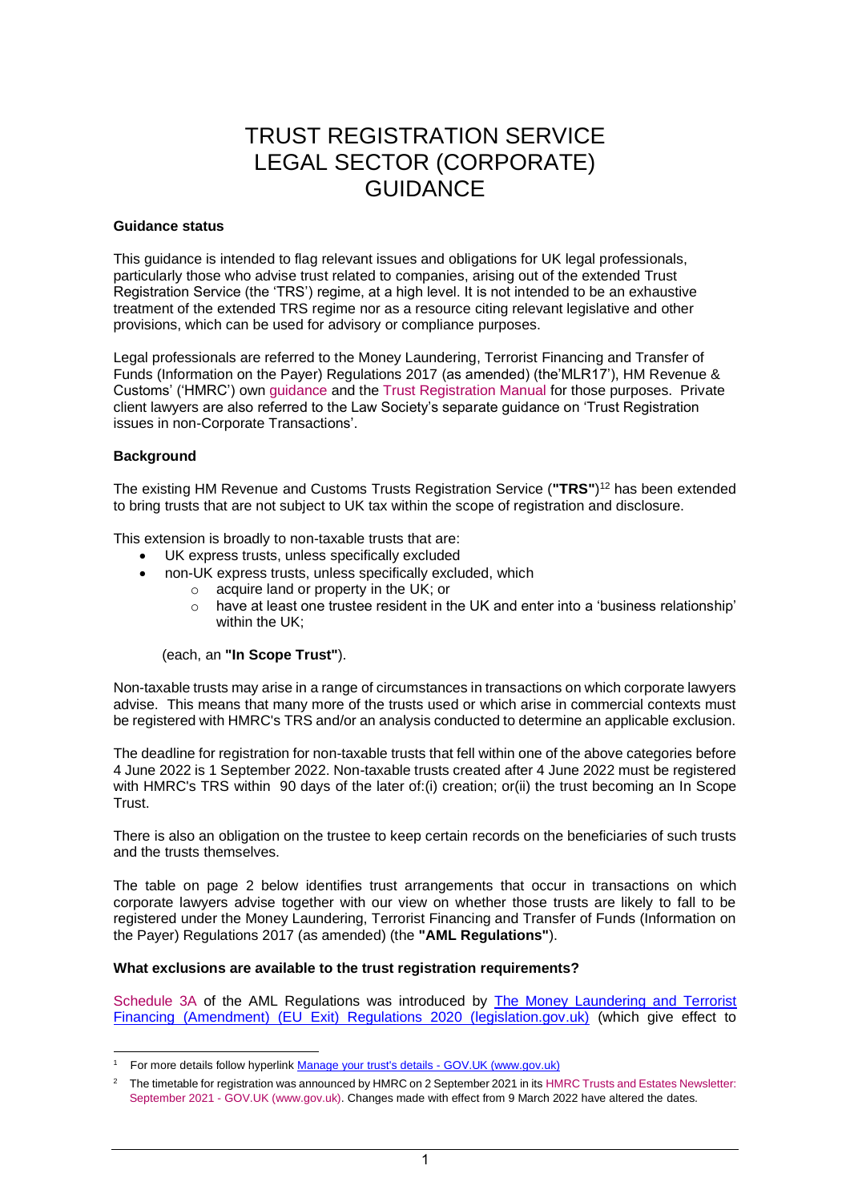# TRUST REGISTRATION SERVICE LEGAL SECTOR (CORPORATE) GUIDANCE

**Guidance status**

This guidance is intended to flag relevant issues and obligations for UK legal professionals, particularly those who advise trust related to companies, arising out of the extended Trust Registration Service (the 'TRS') regime, at a high level. It is not intended to be an exhaustive treatment of the extended TRS regime nor as a resource citing relevant legislative and other provisions, which can be used for advisory or compliance purposes.

Legal professionals are referred to the Money Laundering, Terrorist Financing and Transfer of Funds (Information on the Payer) Regulations 2017 (as amended) (the'MLR17'), HM Revenue & Customs' ('HMRC') own guidance and the Trust Registration Manual for those purposes. Private client lawyers are also referred to the Law Society's separate guidance on 'Trust Registration issues in non-Corporate Transactions'.

**Background**

The existing HM Revenue and Customs Trusts Registration Service (**"TRS"**)[1][2] has been extended to bring trusts that are not subject to UK tax within the scope of registration and disclosure.

This extension is broadly to non-taxable trusts that are:

- UK express trusts, unless specifically excluded
- non-UK express trusts, unless specifically excluded, which
  - acquire land or property in the UK; or
  - have at least one trustee resident in the UK and enter into a 'business relationship' within the UK;

(each, an **"In Scope Trust"**).

Non-taxable trusts may arise in a range of circumstances in transactions on which corporate lawyers advise. This means that many more of the trusts used or which arise in commercial contexts must be registered with HMRC's TRS and/or an analysis conducted to determine an applicable exclusion.

The deadline for registration for non-taxable trusts that fell within one of the above categories before 4 June 2022 is 1 September 2022. Non-taxable trusts created after 4 June 2022 must be registered with HMRC's TRS within 90 days of the later of:(i) creation; or(ii) the trust becoming an In Scope Trust.

There is also an obligation on the trustee to keep certain records on the beneficiaries of such trusts and the trusts themselves.

The table on page 2 below identifies trust arrangements that occur in transactions on which corporate lawyers advise together with our view on whether those trusts are likely to fall to be registered under the Money Laundering, Terrorist Financing and Transfer of Funds (Information on the Payer) Regulations 2017 (as amended) (the **"AML Regulations"**).

**What exclusions are available to the trust registration requirements?**

Schedule 3A of the AML Regulations was introduced by The Money Laundering and Terrorist Financing (Amendment) (EU Exit) Regulations 2020 (legislation.gov.uk) (which give effect to

---

[1] For more details follow hyperlink Manage your trust's details - GOV.UK (www.gov.uk)

[2] The timetable for registration was announced by HMRC on 2 September 2021 in its HMRC Trusts and Estates Newsletter: September 2021 - GOV.UK (www.gov.uk). Changes made with effect from 9 March 2022 have altered the dates.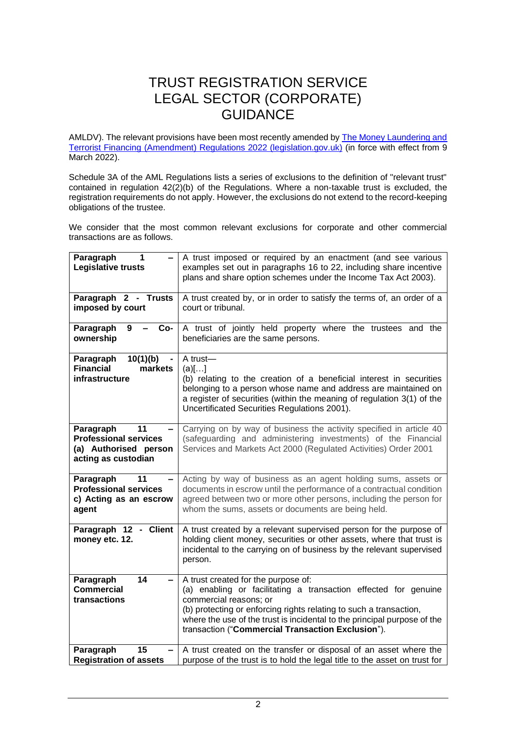# TRUST REGISTRATION SERVICE LEGAL SECTOR (CORPORATE) GUIDANCE

AMLDV). The relevant provisions have been most recently amended by [The Money Laundering and Terrorist Financing (Amendment) Regulations 2022 (legislation.gov.uk)](https://www.legislation.gov.uk) (in force with effect from 9 March 2022).

Schedule 3A of the AML Regulations lists a series of exclusions to the definition of "relevant trust" contained in regulation 42(2)(b) of the Regulations. Where a non-taxable trust is excluded, the registration requirements do not apply. However, the exclusions do not extend to the record-keeping obligations of the trustee.

We consider that the most common relevant exclusions for corporate and other commercial transactions are as follows.

| | |
|---|---|
| **Paragraph 1 – Legislative trusts** | A trust imposed or required by an enactment (and see various examples set out in paragraphs 16 to 22, including share incentive plans and share option schemes under the Income Tax Act 2003). |
| **Paragraph 2 - Trusts imposed by court** | A trust created by, or in order to satisfy the terms of, an order of a court or tribunal. |
| **Paragraph 9 – Co-ownership** | A trust of jointly held property where the trustees and the beneficiaries are the same persons. |
| **Paragraph 10(1)(b) - Financial markets infrastructure** | A trust—<br>(a)[…]<br>(b) relating to the creation of a beneficial interest in securities belonging to a person whose name and address are maintained on a register of securities (within the meaning of regulation 3(1) of the Uncertificated Securities Regulations 2001). |
| **Paragraph 11 – Professional services (a) Authorised person acting as custodian** | Carrying on by way of business the activity specified in article 40 (safeguarding and administering investments) of the Financial Services and Markets Act 2000 (Regulated Activities) Order 2001 |
| **Paragraph 11 – Professional services c) Acting as an escrow agent** | Acting by way of business as an agent holding sums, assets or documents in escrow until the performance of a contractual condition agreed between two or more other persons, including the person for whom the sums, assets or documents are being held. |
| **Paragraph 12 - Client money etc. 12.** | A trust created by a relevant supervised person for the purpose of holding client money, securities or other assets, where that trust is incidental to the carrying on of business by the relevant supervised person. |
| **Paragraph 14 – Commercial transactions** | A trust created for the purpose of:<br>(a) enabling or facilitating a transaction effected for genuine commercial reasons; or<br>(b) protecting or enforcing rights relating to such a transaction,<br>where the use of the trust is incidental to the principal purpose of the transaction ("**Commercial Transaction Exclusion**"). |
| **Paragraph 15 – Registration of assets** | A trust created on the transfer or disposal of an asset where the purpose of the trust is to hold the legal title to the asset on trust for |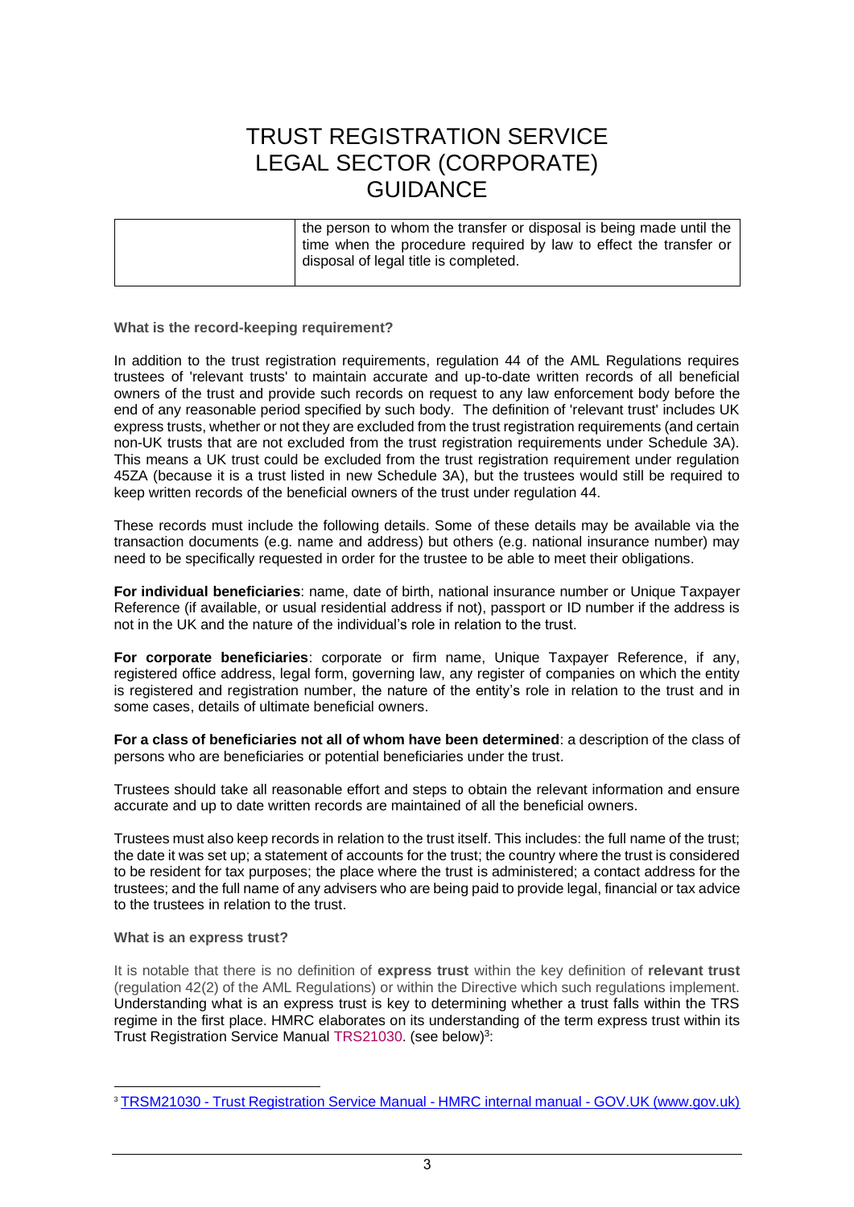| | the person to whom the transfer or disposal is being made until the time when the procedure required by law to effect the transfer or disposal of legal title is completed. |
|---|---|

**What is the record-keeping requirement?**

In addition to the trust registration requirements, regulation 44 of the AML Regulations requires trustees of 'relevant trusts' to maintain accurate and up-to-date written records of all beneficial owners of the trust and provide such records on request to any law enforcement body before the end of any reasonable period specified by such body. The definition of 'relevant trust' includes UK express trusts, whether or not they are excluded from the trust registration requirements (and certain non-UK trusts that are not excluded from the trust registration requirements under Schedule 3A). This means a UK trust could be excluded from the trust registration requirement under regulation 45ZA (because it is a trust listed in new Schedule 3A), but the trustees would still be required to keep written records of the beneficial owners of the trust under regulation 44.

These records must include the following details. Some of these details may be available via the transaction documents (e.g. name and address) but others (e.g. national insurance number) may need to be specifically requested in order for the trustee to be able to meet their obligations.

**For individual beneficiaries**: name, date of birth, national insurance number or Unique Taxpayer Reference (if available, or usual residential address if not), passport or ID number if the address is not in the UK and the nature of the individual's role in relation to the trust.

**For corporate beneficiaries**: corporate or firm name, Unique Taxpayer Reference, if any, registered office address, legal form, governing law, any register of companies on which the entity is registered and registration number, the nature of the entity's role in relation to the trust and in some cases, details of ultimate beneficial owners.

**For a class of beneficiaries not all of whom have been determined**: a description of the class of persons who are beneficiaries or potential beneficiaries under the trust.

Trustees should take all reasonable effort and steps to obtain the relevant information and ensure accurate and up to date written records are maintained of all the beneficial owners.

Trustees must also keep records in relation to the trust itself. This includes: the full name of the trust; the date it was set up; a statement of accounts for the trust; the country where the trust is considered to be resident for tax purposes; the place where the trust is administered; a contact address for the trustees; and the full name of any advisers who are being paid to provide legal, financial or tax advice to the trustees in relation to the trust.

**What is an express trust?**

It is notable that there is no definition of **express trust** within the key definition of **relevant trust** (regulation 42(2) of the AML Regulations) or within the Directive which such regulations implement. Understanding what is an express trust is key to determining whether a trust falls within the TRS regime in the first place. HMRC elaborates on its understanding of the term express trust within its Trust Registration Service Manual TRS21030. (see below)[3]:

[3] TRSM21030 - Trust Registration Service Manual - HMRC internal manual - GOV.UK (www.gov.uk)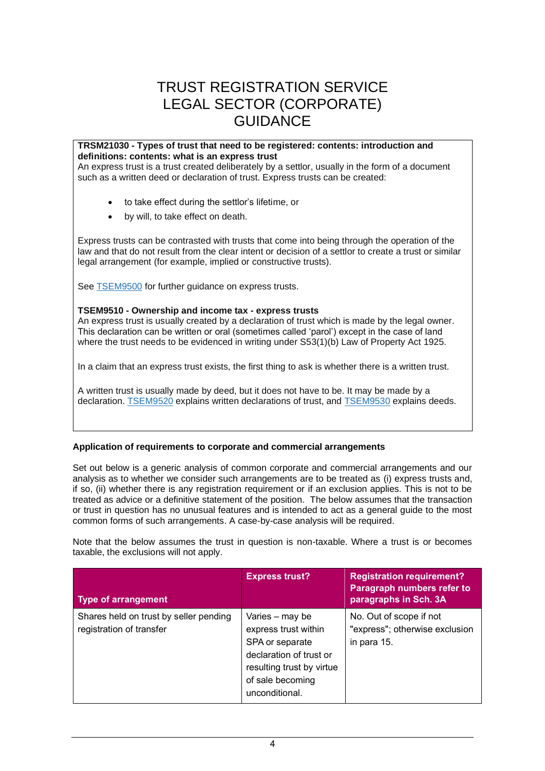# TRUST REGISTRATION SERVICE LEGAL SECTOR (CORPORATE) GUIDANCE

**TRSM21030 - Types of trust that need to be registered: contents: introduction and definitions: contents: what is an express trust**

An express trust is a trust created deliberately by a settlor, usually in the form of a document such as a written deed or declaration of trust. Express trusts can be created:

- to take effect during the settlor's lifetime, or
- by will, to take effect on death.

Express trusts can be contrasted with trusts that come into being through the operation of the law and that do not result from the clear intent or decision of a settlor to create a trust or similar legal arrangement (for example, implied or constructive trusts).

See TSEM9500 for further guidance on express trusts.

**TSEM9510 - Ownership and income tax - express trusts**

An express trust is usually created by a declaration of trust which is made by the legal owner. This declaration can be written or oral (sometimes called 'parol') except in the case of land where the trust needs to be evidenced in writing under S53(1)(b) Law of Property Act 1925.

In a claim that an express trust exists, the first thing to ask is whether there is a written trust.

A written trust is usually made by deed, but it does not have to be. It may be made by a declaration. TSEM9520 explains written declarations of trust, and TSEM9530 explains deeds.

**Application of requirements to corporate and commercial arrangements**

Set out below is a generic analysis of common corporate and commercial arrangements and our analysis as to whether we consider such arrangements are to be treated as (i) express trusts and, if so, (ii) whether there is any registration requirement or if an exclusion applies. This is not to be treated as advice or a definitive statement of the position. The below assumes that the transaction or trust in question has no unusual features and is intended to act as a general guide to the most common forms of such arrangements. A case-by-case analysis will be required.

Note that the below assumes the trust in question is non-taxable. Where a trust is or becomes taxable, the exclusions will not apply.

| Type of arrangement | Express trust? | Registration requirement? Paragraph numbers refer to paragraphs in Sch. 3A |
|---|---|---|
| Shares held on trust by seller pending registration of transfer | Varies – may be express trust within SPA or separate declaration of trust or resulting trust by virtue of sale becoming unconditional. | No. Out of scope if not "express"; otherwise exclusion in para 15. |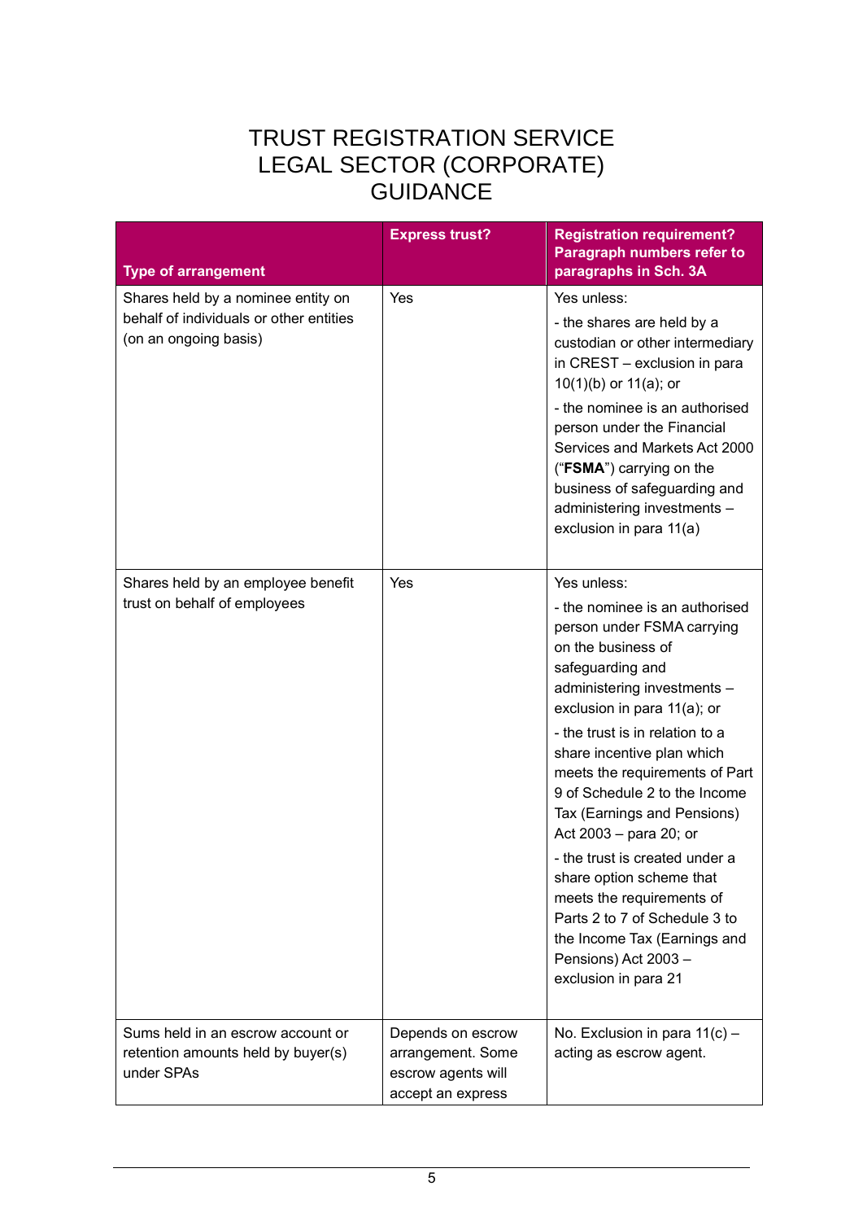# TRUST REGISTRATION SERVICE LEGAL SECTOR (CORPORATE) GUIDANCE

| Type of arrangement | Express trust? | Registration requirement? Paragraph numbers refer to paragraphs in Sch. 3A |
|---|---|---|
| Shares held by a nominee entity on behalf of individuals or other entities (on an ongoing basis) | Yes | Yes unless:<br>- the shares are held by a custodian or other intermediary in CREST – exclusion in para 10(1)(b) or 11(a); or<br>- the nominee is an authorised person under the Financial Services and Markets Act 2000 ("**FSMA**") carrying on the business of safeguarding and administering investments – exclusion in para 11(a) |
| Shares held by an employee benefit trust on behalf of employees | Yes | Yes unless:<br>- the nominee is an authorised person under FSMA carrying on the business of safeguarding and administering investments – exclusion in para 11(a); or<br>- the trust is in relation to a share incentive plan which meets the requirements of Part 9 of Schedule 2 to the Income Tax (Earnings and Pensions) Act 2003 – para 20; or<br>- the trust is created under a share option scheme that meets the requirements of Parts 2 to 7 of Schedule 3 to the Income Tax (Earnings and Pensions) Act 2003 – exclusion in para 21 |
| Sums held in an escrow account or retention amounts held by buyer(s) under SPAs | Depends on escrow arrangement. Some escrow agents will accept an express | No. Exclusion in para 11(c) – acting as escrow agent. |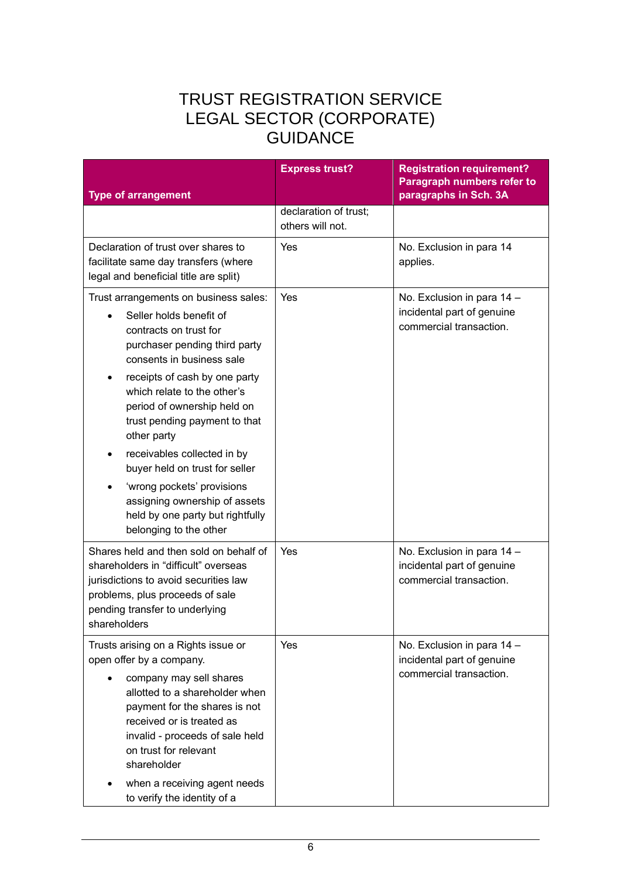# TRUST REGISTRATION SERVICE LEGAL SECTOR (CORPORATE) GUIDANCE

| Type of arrangement | Express trust? | Registration requirement? Paragraph numbers refer to paragraphs in Sch. 3A |
|---|---|---|
| | declaration of trust; others will not. | |
| Declaration of trust over shares to facilitate same day transfers (where legal and beneficial title are split) | Yes | No. Exclusion in para 14 applies. |
| Trust arrangements on business sales: <br>• Seller holds benefit of contracts on trust for purchaser pending third party consents in business sale <br>• receipts of cash by one party which relate to the other's period of ownership held on trust pending payment to that other party <br>• receivables collected in by buyer held on trust for seller <br>• 'wrong pockets' provisions assigning ownership of assets held by one party but rightfully belonging to the other | Yes | No. Exclusion in para 14 – incidental part of genuine commercial transaction. |
| Shares held and then sold on behalf of shareholders in "difficult" overseas jurisdictions to avoid securities law problems, plus proceeds of sale pending transfer to underlying shareholders | Yes | No. Exclusion in para 14 – incidental part of genuine commercial transaction. |
| Trusts arising on a Rights issue or open offer by a company. <br>• company may sell shares allotted to a shareholder when payment for the shares is not received or is treated as invalid - proceeds of sale held on trust for relevant shareholder <br>• when a receiving agent needs to verify the identity of a | Yes | No. Exclusion in para 14 – incidental part of genuine commercial transaction. |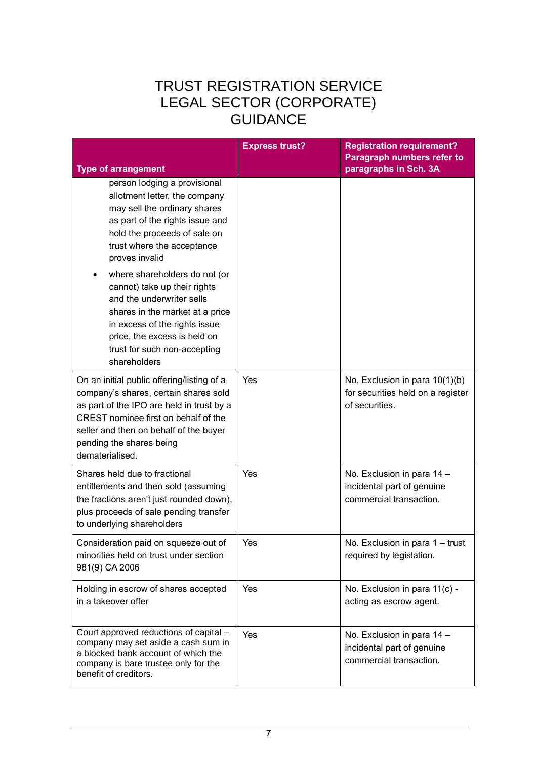# TRUST REGISTRATION SERVICE LEGAL SECTOR (CORPORATE) GUIDANCE

| Type of arrangement | Express trust? | Registration requirement? Paragraph numbers refer to paragraphs in Sch. 3A |
|---|---|---|
| person lodging a provisional allotment letter, the company may sell the ordinary shares as part of the rights issue and hold the proceeds of sale on trust where the acceptance proves invalid<br>• where shareholders do not (or cannot) take up their rights and the underwriter sells shares in the market at a price in excess of the rights issue price, the excess is held on trust for such non-accepting shareholders | | |
| On an initial public offering/listing of a company's shares, certain shares sold as part of the IPO are held in trust by a CREST nominee first on behalf of the seller and then on behalf of the buyer pending the shares being dematerialised. | Yes | No. Exclusion in para 10(1)(b) for securities held on a register of securities. |
| Shares held due to fractional entitlements and then sold (assuming the fractions aren't just rounded down), plus proceeds of sale pending transfer to underlying shareholders | Yes | No. Exclusion in para 14 – incidental part of genuine commercial transaction. |
| Consideration paid on squeeze out of minorities held on trust under section 981(9) CA 2006 | Yes | No. Exclusion in para 1 – trust required by legislation. |
| Holding in escrow of shares accepted in a takeover offer | Yes | No. Exclusion in para 11(c) - acting as escrow agent. |
| Court approved reductions of capital – company may set aside a cash sum in a blocked bank account of which the company is bare trustee only for the benefit of creditors. | Yes | No. Exclusion in para 14 – incidental part of genuine commercial transaction. |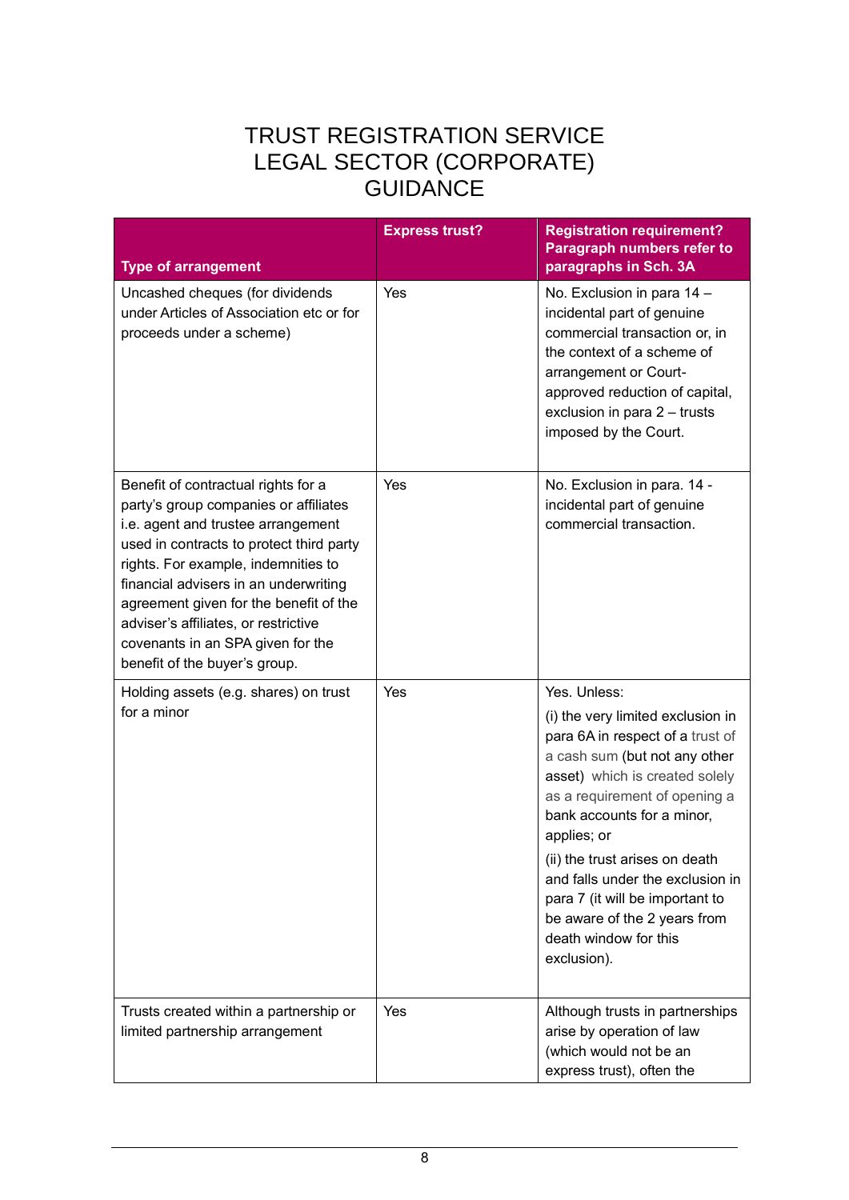# TRUST REGISTRATION SERVICE LEGAL SECTOR (CORPORATE) GUIDANCE

| Type of arrangement | Express trust? | Registration requirement? Paragraph numbers refer to paragraphs in Sch. 3A |
|---|---|---|
| Uncashed cheques (for dividends under Articles of Association etc or for proceeds under a scheme) | Yes | No. Exclusion in para 14 – incidental part of genuine commercial transaction or, in the context of a scheme of arrangement or Court-approved reduction of capital, exclusion in para 2 – trusts imposed by the Court. |
| Benefit of contractual rights for a party's group companies or affiliates i.e. agent and trustee arrangement used in contracts to protect third party rights. For example, indemnities to financial advisers in an underwriting agreement given for the benefit of the adviser's affiliates, or restrictive covenants in an SPA given for the benefit of the buyer's group. | Yes | No. Exclusion in para. 14 - incidental part of genuine commercial transaction. |
| Holding assets (e.g. shares) on trust for a minor | Yes | Yes. Unless:<br>(i) the very limited exclusion in para 6A in respect of a trust of a cash sum (but not any other asset) which is created solely as a requirement of opening a bank accounts for a minor, applies; or<br>(ii) the trust arises on death and falls under the exclusion in para 7 (it will be important to be aware of the 2 years from death window for this exclusion). |
| Trusts created within a partnership or limited partnership arrangement | Yes | Although trusts in partnerships arise by operation of law (which would not be an express trust), often the |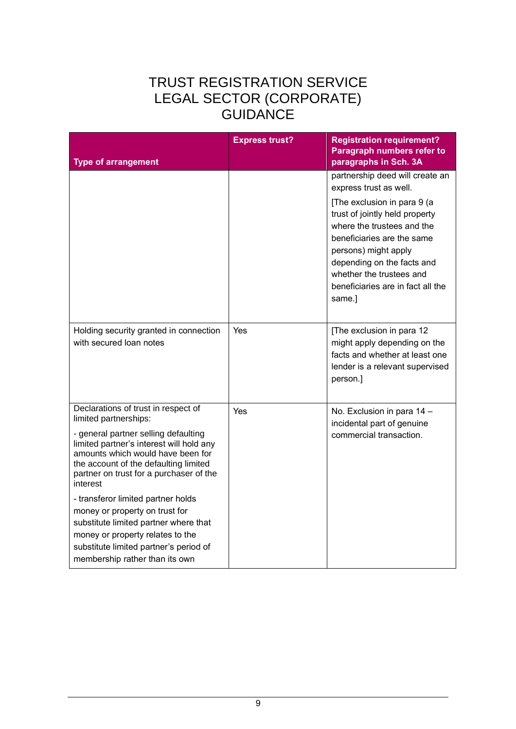# TRUST REGISTRATION SERVICE LEGAL SECTOR (CORPORATE) GUIDANCE

| Type of arrangement | Express trust? | Registration requirement? Paragraph numbers refer to paragraphs in Sch. 3A |
|---|---|---|
| | | partnership deed will create an express trust as well. [The exclusion in para 9 (a trust of jointly held property where the trustees and the beneficiaries are the same persons) might apply depending on the facts and whether the trustees and beneficiaries are in fact all the same.] |
| Holding security granted in connection with secured loan notes | Yes | [The exclusion in para 12 might apply depending on the facts and whether at least one lender is a relevant supervised person.] |
| Declarations of trust in respect of limited partnerships: - general partner selling defaulting limited partner's interest will hold any amounts which would have been for the account of the defaulting limited partner on trust for a purchaser of the interest - transferor limited partner holds money or property on trust for substitute limited partner where that money or property relates to the substitute limited partner's period of membership rather than its own | Yes | No. Exclusion in para 14 – incidental part of genuine commercial transaction. |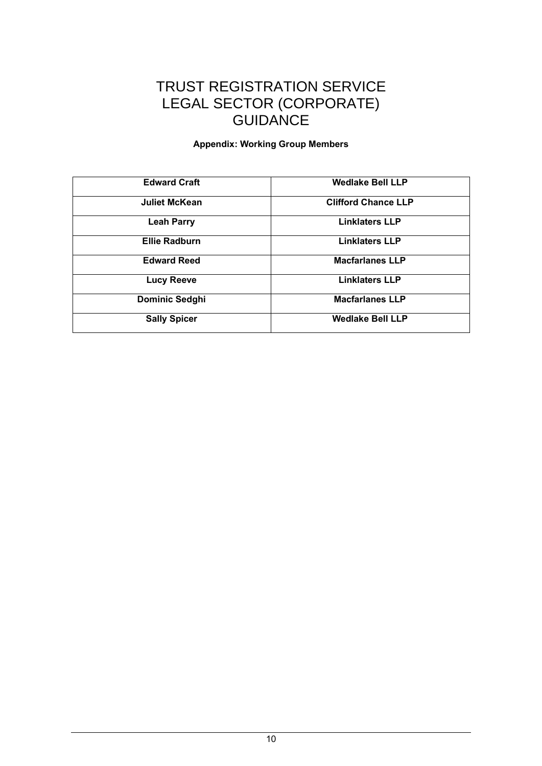# TRUST REGISTRATION SERVICE LEGAL SECTOR (CORPORATE) GUIDANCE

**Appendix: Working Group Members**

| | |
|---|---|
| **Edward Craft** | **Wedlake Bell LLP** |
| **Juliet McKean** | **Clifford Chance LLP** |
| **Leah Parry** | **Linklaters LLP** |
| **Ellie Radburn** | **Linklaters LLP** |
| **Edward Reed** | **Macfarlanes LLP** |
| **Lucy Reeve** | **Linklaters LLP** |
| **Dominic Sedghi** | **Macfarlanes LLP** |
| **Sally Spicer** | **Wedlake Bell LLP** |